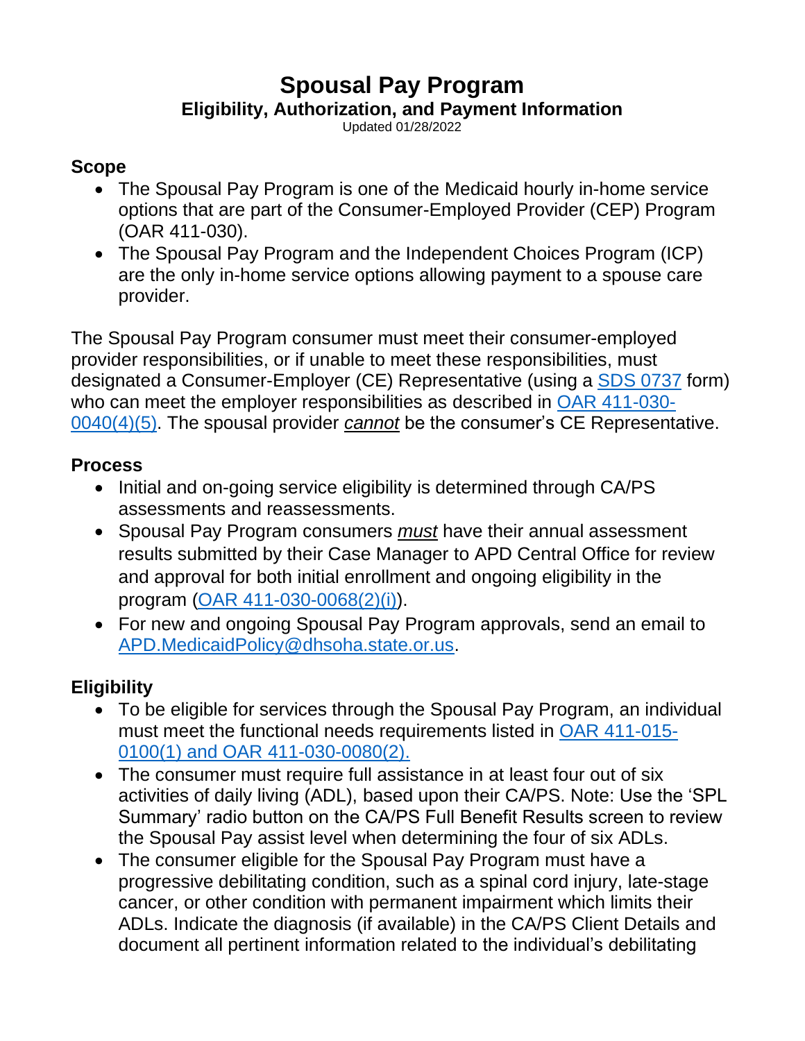# Spousal Pay Program

## Eligibility, Authorization, and Payment Information

Updated 01/28/2022

### Scope

- The Spousal Pay Program is one of the Medicaid hourly in-home service options that are part of the Consumer-Employed Provider (CEP) Program (OAR 411-030).
- The Spousal Pay Program and the Independent Choices Program (ICP) are the only in-home service options allowing payment to a spouse care provider.

The Spousal Pay Program consumer must meet their consumer-employed provider responsibilities, or if unable to meet these responsibilities, must designated a Consumer-Employer (CE) Representative (using a SDS 0737 form) who can meet the employer responsibilities as described in OAR 411-030-0040(4)(5). The spousal provider ***cannot*** be the consumer's CE Representative.

### Process

- Initial and on-going service eligibility is determined through CA/PS assessments and reassessments.
- Spousal Pay Program consumers ***must*** have their annual assessment results submitted by their Case Manager to APD Central Office for review and approval for both initial enrollment and ongoing eligibility in the program (OAR 411-030-0068(2)(i)).
- For new and ongoing Spousal Pay Program approvals, send an email to APD.MedicaidPolicy@dhsoha.state.or.us.

### Eligibility

- To be eligible for services through the Spousal Pay Program, an individual must meet the functional needs requirements listed in OAR 411-015-0100(1) and OAR 411-030-0080(2).
- The consumer must require full assistance in at least four out of six activities of daily living (ADL), based upon their CA/PS. Note: Use the 'SPL Summary' radio button on the CA/PS Full Benefit Results screen to review the Spousal Pay assist level when determining the four of six ADLs.
- The consumer eligible for the Spousal Pay Program must have a progressive debilitating condition, such as a spinal cord injury, late-stage cancer, or other condition with permanent impairment which limits their ADLs. Indicate the diagnosis (if available) in the CA/PS Client Details and document all pertinent information related to the individual's debilitating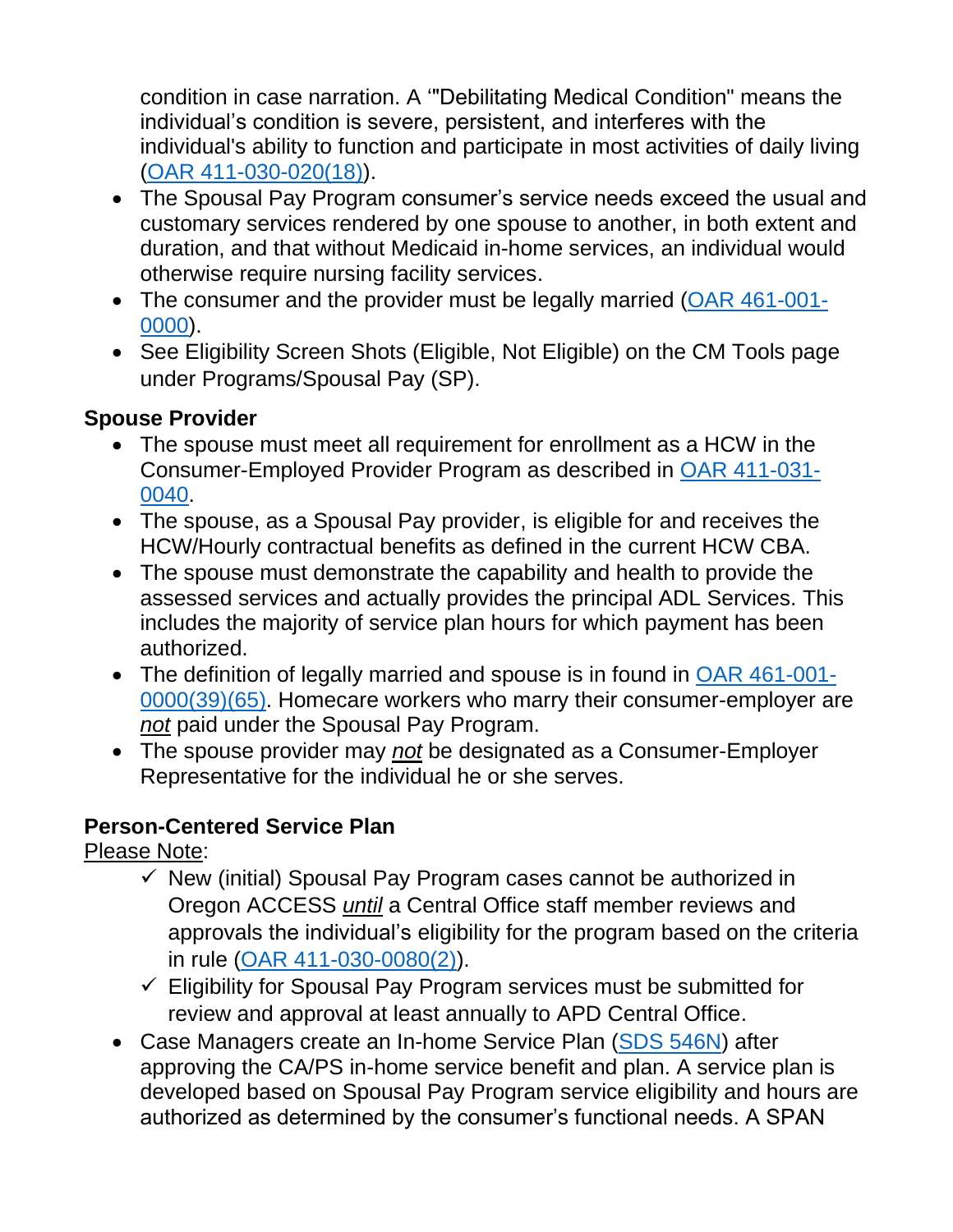condition in case narration. A '"Debilitating Medical Condition" means the individual's condition is severe, persistent, and interferes with the individual's ability to function and participate in most activities of daily living (OAR 411-030-020(18)).

- The Spousal Pay Program consumer's service needs exceed the usual and customary services rendered by one spouse to another, in both extent and duration, and that without Medicaid in-home services, an individual would otherwise require nursing facility services.
- The consumer and the provider must be legally married (OAR 461-001-0000).
- See Eligibility Screen Shots (Eligible, Not Eligible) on the CM Tools page under Programs/Spousal Pay (SP).

**Spouse Provider**

- The spouse must meet all requirement for enrollment as a HCW in the Consumer-Employed Provider Program as described in OAR 411-031-0040.
- The spouse, as a Spousal Pay provider, is eligible for and receives the HCW/Hourly contractual benefits as defined in the current HCW CBA.
- The spouse must demonstrate the capability and health to provide the assessed services and actually provides the principal ADL Services. This includes the majority of service plan hours for which payment has been authorized.
- The definition of legally married and spouse is in found in OAR 461-001-0000(39)(65). Homecare workers who marry their consumer-employer are ***not*** paid under the Spousal Pay Program.
- The spouse provider may ***not*** be designated as a Consumer-Employer Representative for the individual he or she serves.

**Person-Centered Service Plan**

Please Note:

- ✓ New (initial) Spousal Pay Program cases cannot be authorized in Oregon ACCESS *until* a Central Office staff member reviews and approvals the individual's eligibility for the program based on the criteria in rule (OAR 411-030-0080(2)).
- ✓ Eligibility for Spousal Pay Program services must be submitted for review and approval at least annually to APD Central Office.

- Case Managers create an In-home Service Plan (SDS 546N) after approving the CA/PS in-home service benefit and plan. A service plan is developed based on Spousal Pay Program service eligibility and hours are authorized as determined by the consumer's functional needs. A SPAN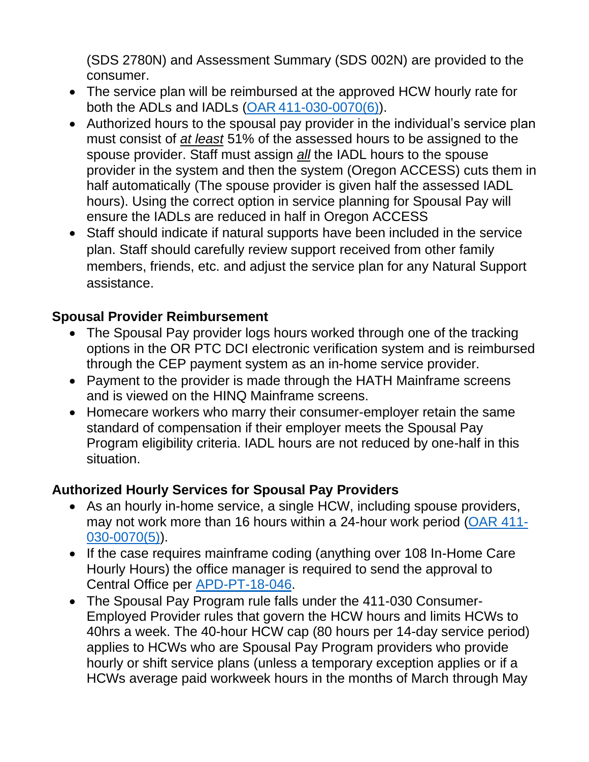(SDS 2780N) and Assessment Summary (SDS 002N) are provided to the consumer.

- The service plan will be reimbursed at the approved HCW hourly rate for both the ADLs and IADLs (OAR 411-030-0070(6)).
- Authorized hours to the spousal pay provider in the individual's service plan must consist of *at least* 51% of the assessed hours to be assigned to the spouse provider. Staff must assign *all* the IADL hours to the spouse provider in the system and then the system (Oregon ACCESS) cuts them in half automatically (The spouse provider is given half the assessed IADL hours). Using the correct option in service planning for Spousal Pay will ensure the IADLs are reduced in half in Oregon ACCESS
- Staff should indicate if natural supports have been included in the service plan. Staff should carefully review support received from other family members, friends, etc. and adjust the service plan for any Natural Support assistance.

### Spousal Provider Reimbursement

- The Spousal Pay provider logs hours worked through one of the tracking options in the OR PTC DCI electronic verification system and is reimbursed through the CEP payment system as an in-home service provider.
- Payment to the provider is made through the HATH Mainframe screens and is viewed on the HINQ Mainframe screens.
- Homecare workers who marry their consumer-employer retain the same standard of compensation if their employer meets the Spousal Pay Program eligibility criteria. IADL hours are not reduced by one-half in this situation.

### Authorized Hourly Services for Spousal Pay Providers

- As an hourly in-home service, a single HCW, including spouse providers, may not work more than 16 hours within a 24-hour work period (OAR 411-030-0070(5)).
- If the case requires mainframe coding (anything over 108 In-Home Care Hourly Hours) the office manager is required to send the approval to Central Office per APD-PT-18-046.
- The Spousal Pay Program rule falls under the 411-030 Consumer-Employed Provider rules that govern the HCW hours and limits HCWs to 40hrs a week. The 40-hour HCW cap (80 hours per 14-day service period) applies to HCWs who are Spousal Pay Program providers who provide hourly or shift service plans (unless a temporary exception applies or if a HCWs average paid workweek hours in the months of March through May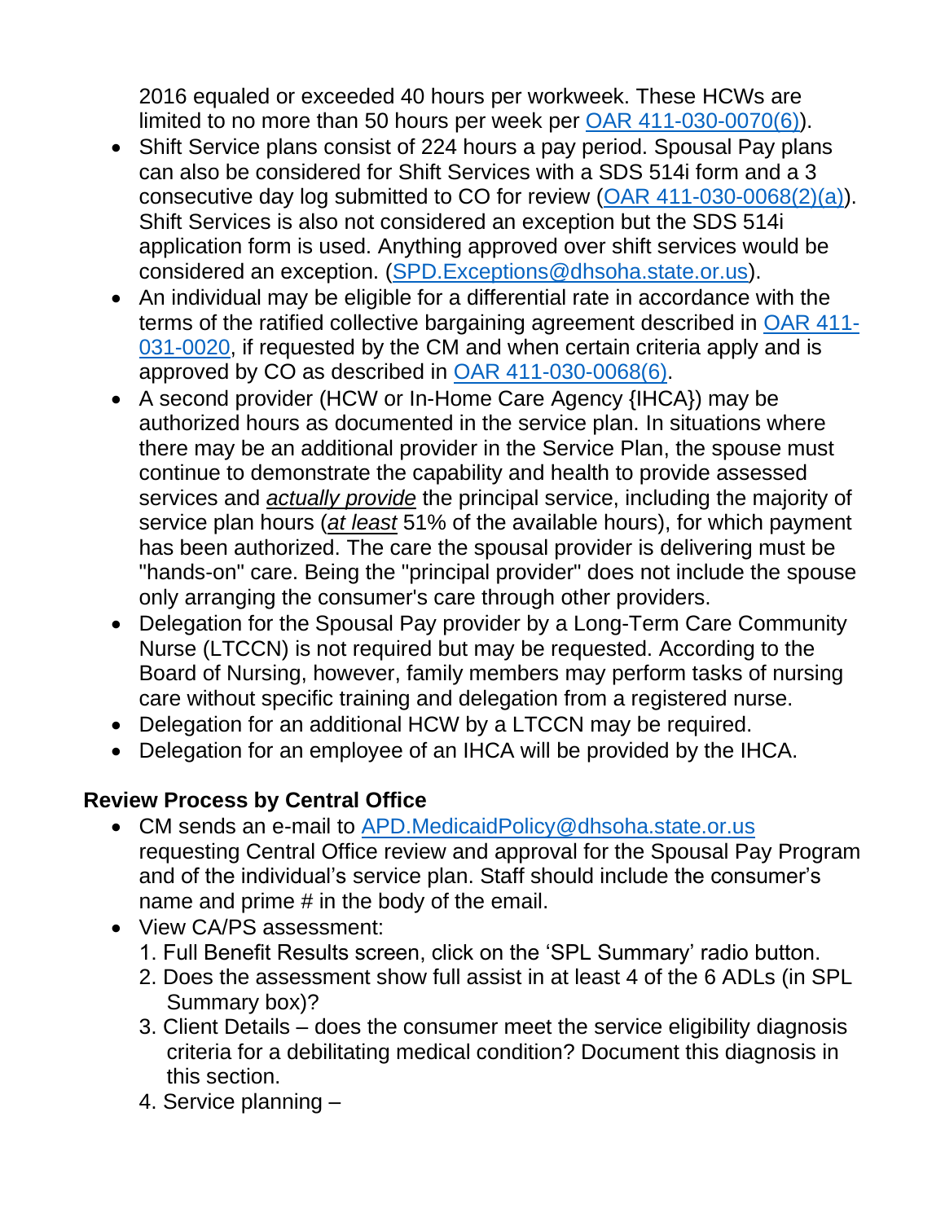2016 equaled or exceeded 40 hours per workweek. These HCWs are limited to no more than 50 hours per week per [OAR 411-030-0070(6)](#).

- Shift Service plans consist of 224 hours a pay period. Spousal Pay plans can also be considered for Shift Services with a SDS 514i form and a 3 consecutive day log submitted to CO for review ([OAR 411-030-0068(2)(a)](#)). Shift Services is also not considered an exception but the SDS 514i application form is used. Anything approved over shift services would be considered an exception. ([SPD.Exceptions@dhsoha.state.or.us](mailto:SPD.Exceptions@dhsoha.state.or.us)).
- An individual may be eligible for a differential rate in accordance with the terms of the ratified collective bargaining agreement described in [OAR 411-031-0020](#), if requested by the CM and when certain criteria apply and is approved by CO as described in [OAR 411-030-0068(6)](#).
- A second provider (HCW or In-Home Care Agency {IHCA}) may be authorized hours as documented in the service plan. In situations where there may be an additional provider in the Service Plan, the spouse must continue to demonstrate the capability and health to provide assessed services and ***actually provide*** the principal service, including the majority of service plan hours (***at least*** 51% of the available hours), for which payment has been authorized. The care the spousal provider is delivering must be "hands-on" care. Being the "principal provider" does not include the spouse only arranging the consumer's care through other providers.
- Delegation for the Spousal Pay provider by a Long-Term Care Community Nurse (LTCCN) is not required but may be requested. According to the Board of Nursing, however, family members may perform tasks of nursing care without specific training and delegation from a registered nurse.
- Delegation for an additional HCW by a LTCCN may be required.
- Delegation for an employee of an IHCA will be provided by the IHCA.

### Review Process by Central Office

- CM sends an e-mail to [APD.MedicaidPolicy@dhsoha.state.or.us](mailto:APD.MedicaidPolicy@dhsoha.state.or.us) requesting Central Office review and approval for the Spousal Pay Program and of the individual's service plan. Staff should include the consumer's name and prime # in the body of the email.
- View CA/PS assessment:
  1. Full Benefit Results screen, click on the 'SPL Summary' radio button.
  2. Does the assessment show full assist in at least 4 of the 6 ADLs (in SPL Summary box)?
  3. Client Details – does the consumer meet the service eligibility diagnosis criteria for a debilitating medical condition? Document this diagnosis in this section.
  4. Service planning –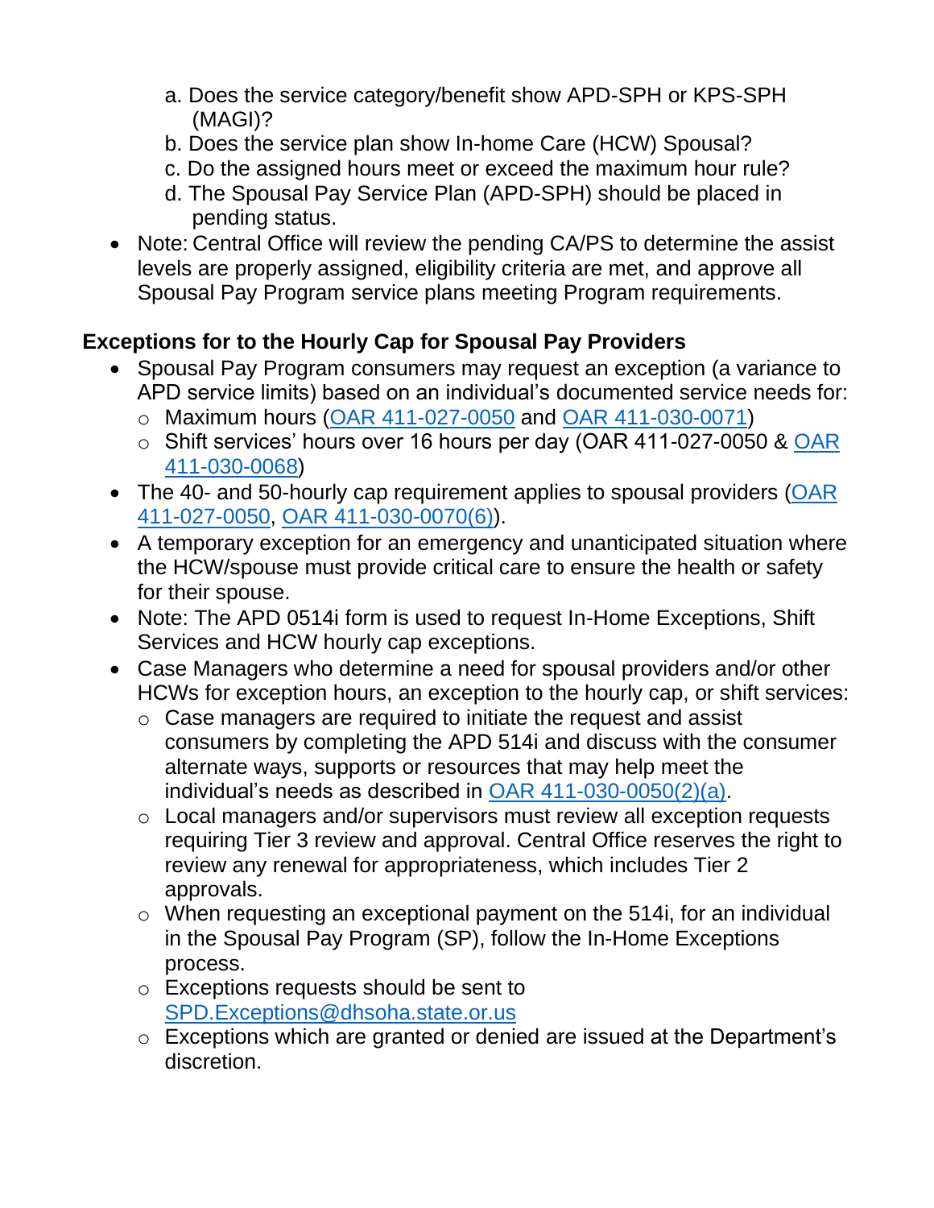a. Does the service category/benefit show APD-SPH or KPS-SPH (MAGI)?
b. Does the service plan show In-home Care (HCW) Spousal?
c. Do the assigned hours meet or exceed the maximum hour rule?
d. The Spousal Pay Service Plan (APD-SPH) should be placed in pending status.

- Note: Central Office will review the pending CA/PS to determine the assist levels are properly assigned, eligibility criteria are met, and approve all Spousal Pay Program service plans meeting Program requirements.

**Exceptions for to the Hourly Cap for Spousal Pay Providers**

- Spousal Pay Program consumers may request an exception (a variance to APD service limits) based on an individual's documented service needs for:
  - Maximum hours (OAR 411-027-0050 and OAR 411-030-0071)
  - Shift services' hours over 16 hours per day (OAR 411-027-0050 & OAR 411-030-0068)
- The 40- and 50-hourly cap requirement applies to spousal providers (OAR 411-027-0050, OAR 411-030-0070(6)).
- A temporary exception for an emergency and unanticipated situation where the HCW/spouse must provide critical care to ensure the health or safety for their spouse.
- Note: The APD 0514i form is used to request In-Home Exceptions, Shift Services and HCW hourly cap exceptions.
- Case Managers who determine a need for spousal providers and/or other HCWs for exception hours, an exception to the hourly cap, or shift services:
  - Case managers are required to initiate the request and assist consumers by completing the APD 514i and discuss with the consumer alternate ways, supports or resources that may help meet the individual's needs as described in OAR 411-030-0050(2)(a).
  - Local managers and/or supervisors must review all exception requests requiring Tier 3 review and approval. Central Office reserves the right to review any renewal for appropriateness, which includes Tier 2 approvals.
  - When requesting an exceptional payment on the 514i, for an individual in the Spousal Pay Program (SP), follow the In-Home Exceptions process.
  - Exceptions requests should be sent to SPD.Exceptions@dhsoha.state.or.us
  - Exceptions which are granted or denied are issued at the Department's discretion.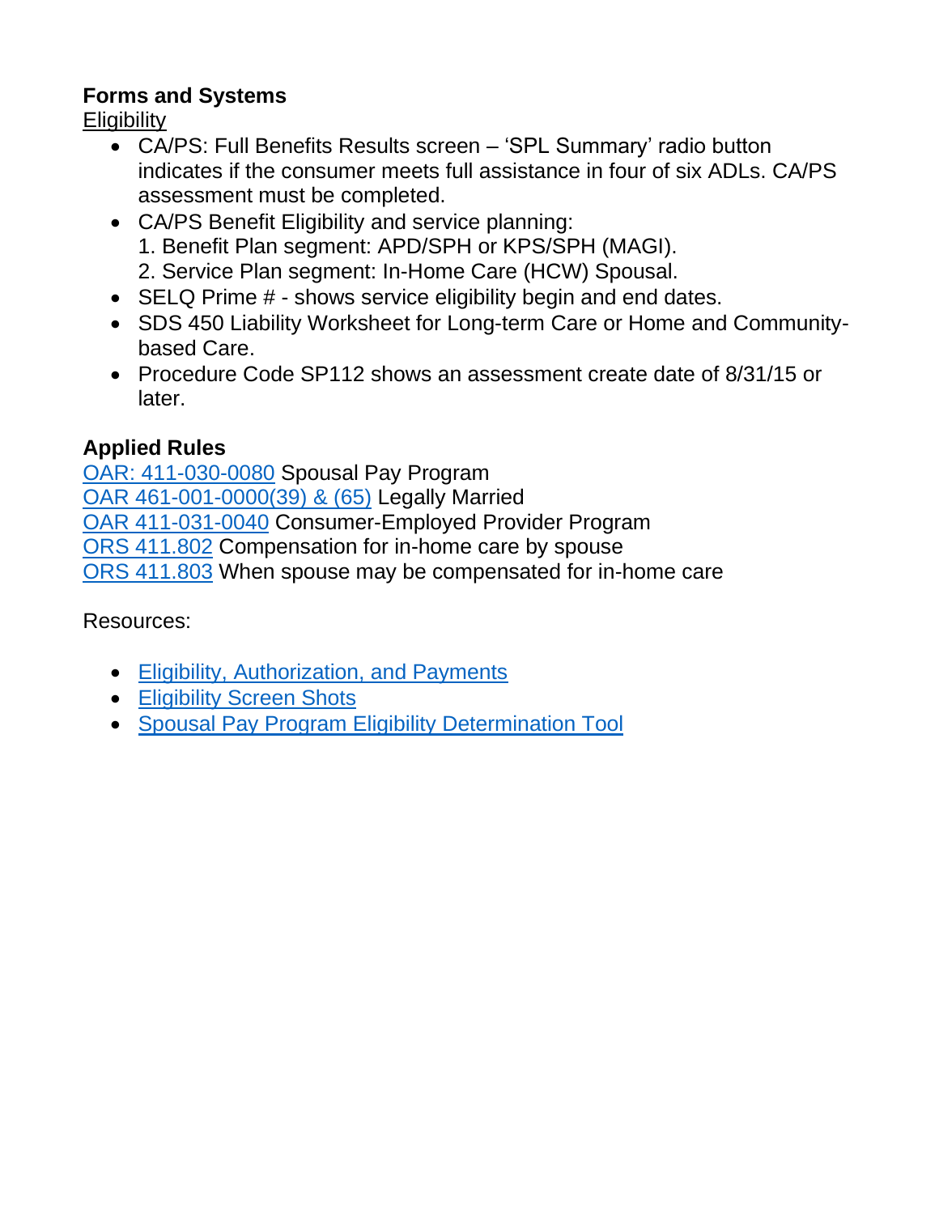**Forms and Systems**

Eligibility

- CA/PS: Full Benefits Results screen – 'SPL Summary' radio button indicates if the consumer meets full assistance in four of six ADLs. CA/PS assessment must be completed.
- CA/PS Benefit Eligibility and service planning:
  1. Benefit Plan segment: APD/SPH or KPS/SPH (MAGI).
  2. Service Plan segment: In-Home Care (HCW) Spousal.
- SELQ Prime # - shows service eligibility begin and end dates.
- SDS 450 Liability Worksheet for Long-term Care or Home and Community-based Care.
- Procedure Code SP112 shows an assessment create date of 8/31/15 or later.

**Applied Rules**

OAR: 411-030-0080 Spousal Pay Program
OAR 461-001-0000(39) & (65) Legally Married
OAR 411-031-0040 Consumer-Employed Provider Program
ORS 411.802 Compensation for in-home care by spouse
ORS 411.803 When spouse may be compensated for in-home care

Resources:

- Eligibility, Authorization, and Payments
- Eligibility Screen Shots
- Spousal Pay Program Eligibility Determination Tool